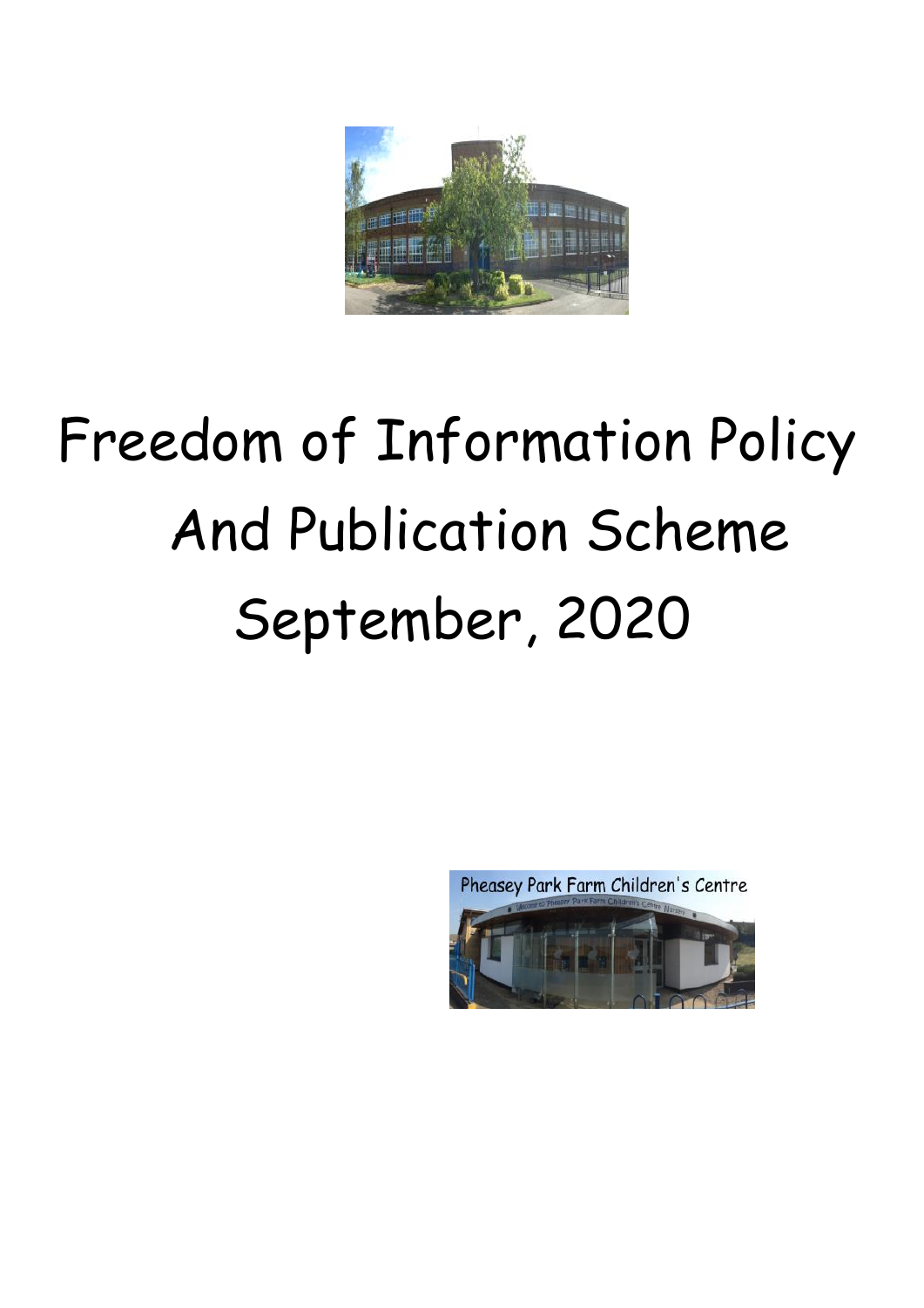# Freedom of Information Policy And Publication Scheme September, 2020

Pheasey Park Farm Children's Centre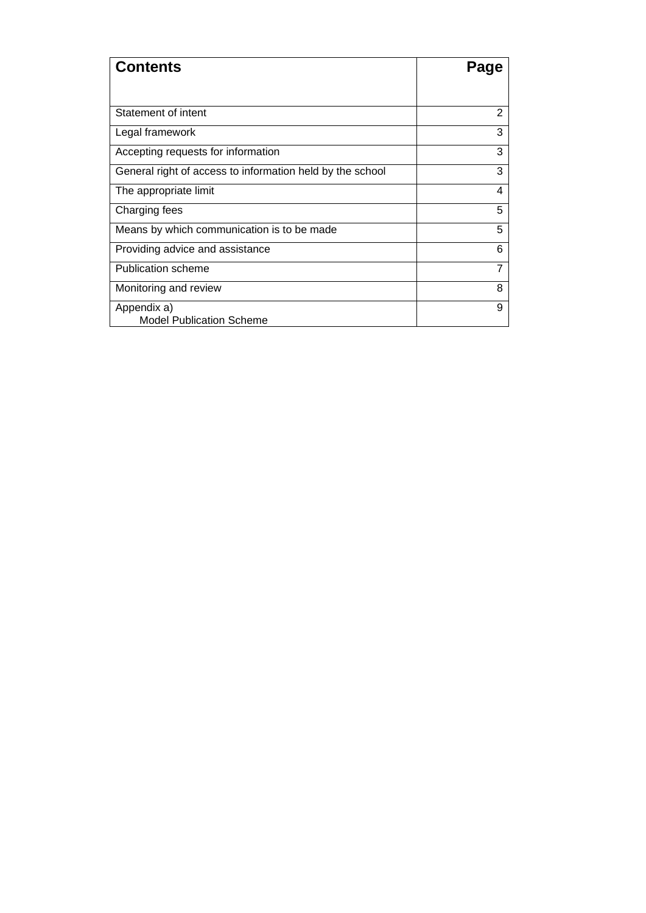| Contents | Page |
|---|---|
| Statement of intent | 2 |
| Legal framework | 3 |
| Accepting requests for information | 3 |
| General right of access to information held by the school | 3 |
| The appropriate limit | 4 |
| Charging fees | 5 |
| Means by which communication is to be made | 5 |
| Providing advice and assistance | 6 |
| Publication scheme | 7 |
| Monitoring and review | 8 |
| Appendix a) Model Publication Scheme | 9 |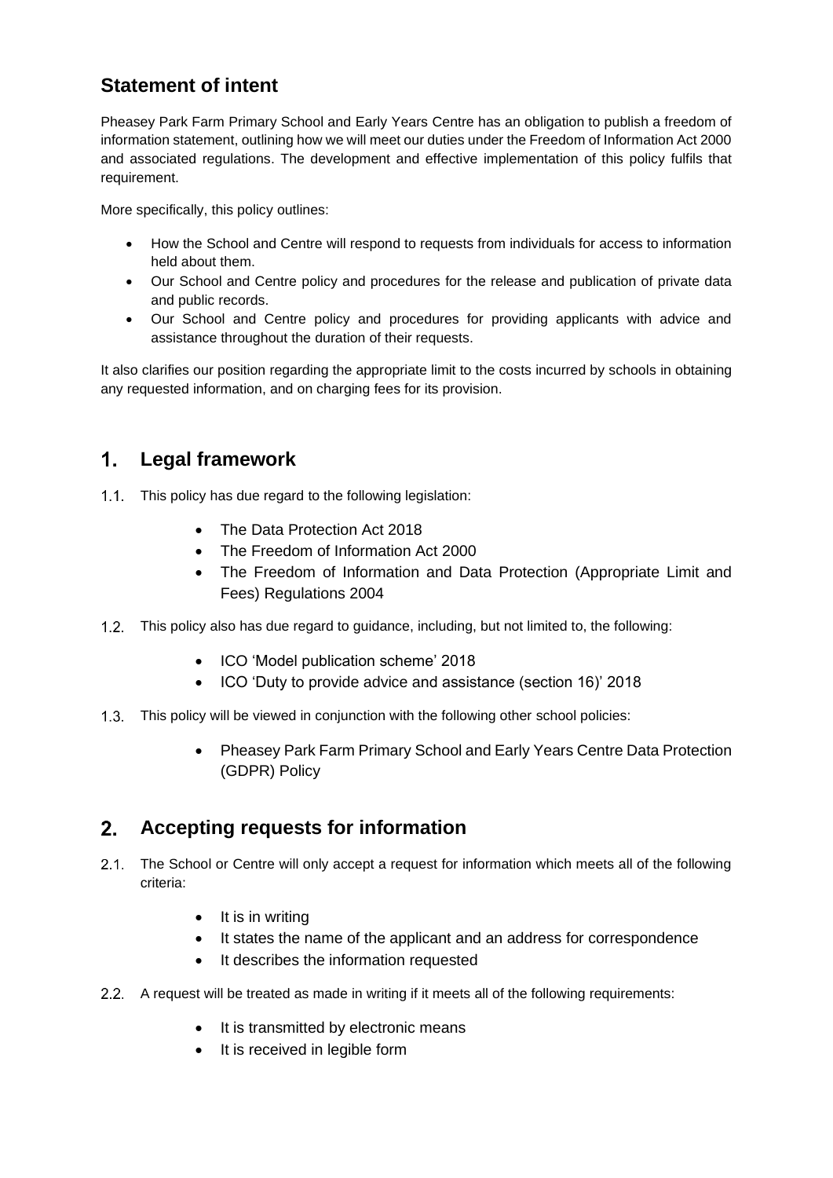## Statement of intent

Pheasey Park Farm Primary School and Early Years Centre has an obligation to publish a freedom of information statement, outlining how we will meet our duties under the Freedom of Information Act 2000 and associated regulations. The development and effective implementation of this policy fulfils that requirement.

More specifically, this policy outlines:

- How the School and Centre will respond to requests from individuals for access to information held about them.
- Our School and Centre policy and procedures for the release and publication of private data and public records.
- Our School and Centre policy and procedures for providing applicants with advice and assistance throughout the duration of their requests.

It also clarifies our position regarding the appropriate limit to the costs incurred by schools in obtaining any requested information, and on charging fees for its provision.

## 1. Legal framework

1.1. This policy has due regard to the following legislation:

- The Data Protection Act 2018
- The Freedom of Information Act 2000
- The Freedom of Information and Data Protection (Appropriate Limit and Fees) Regulations 2004

1.2. This policy also has due regard to guidance, including, but not limited to, the following:

- ICO 'Model publication scheme' 2018
- ICO 'Duty to provide advice and assistance (section 16)' 2018

1.3. This policy will be viewed in conjunction with the following other school policies:

- Pheasey Park Farm Primary School and Early Years Centre Data Protection (GDPR) Policy

## 2. Accepting requests for information

2.1. The School or Centre will only accept a request for information which meets all of the following criteria:

- It is in writing
- It states the name of the applicant and an address for correspondence
- It describes the information requested

2.2. A request will be treated as made in writing if it meets all of the following requirements:

- It is transmitted by electronic means
- It is received in legible form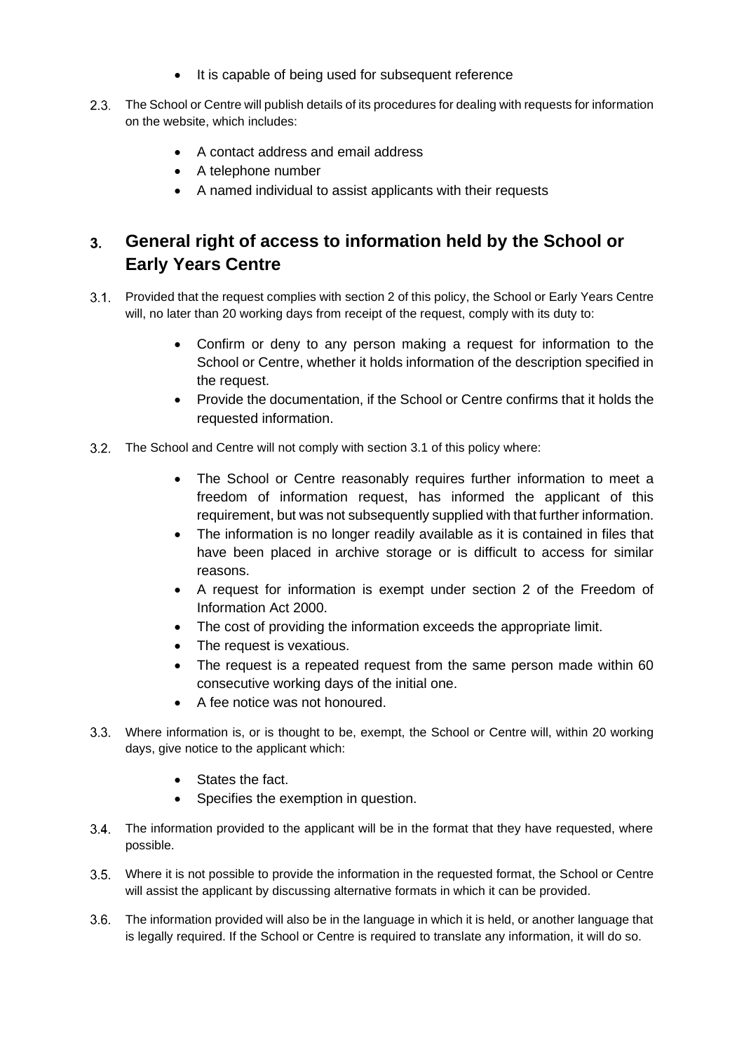- It is capable of being used for subsequent reference

2.3. The School or Centre will publish details of its procedures for dealing with requests for information on the website, which includes:

- A contact address and email address
- A telephone number
- A named individual to assist applicants with their requests

## 3. General right of access to information held by the School or Early Years Centre

3.1. Provided that the request complies with section 2 of this policy, the School or Early Years Centre will, no later than 20 working days from receipt of the request, comply with its duty to:

- Confirm or deny to any person making a request for information to the School or Centre, whether it holds information of the description specified in the request.
- Provide the documentation, if the School or Centre confirms that it holds the requested information.

3.2. The School and Centre will not comply with section 3.1 of this policy where:

- The School or Centre reasonably requires further information to meet a freedom of information request, has informed the applicant of this requirement, but was not subsequently supplied with that further information.
- The information is no longer readily available as it is contained in files that have been placed in archive storage or is difficult to access for similar reasons.
- A request for information is exempt under section 2 of the Freedom of Information Act 2000.
- The cost of providing the information exceeds the appropriate limit.
- The request is vexatious.
- The request is a repeated request from the same person made within 60 consecutive working days of the initial one.
- A fee notice was not honoured.

3.3. Where information is, or is thought to be, exempt, the School or Centre will, within 20 working days, give notice to the applicant which:

- States the fact.
- Specifies the exemption in question.

3.4. The information provided to the applicant will be in the format that they have requested, where possible.

3.5. Where it is not possible to provide the information in the requested format, the School or Centre will assist the applicant by discussing alternative formats in which it can be provided.

3.6. The information provided will also be in the language in which it is held, or another language that is legally required. If the School or Centre is required to translate any information, it will do so.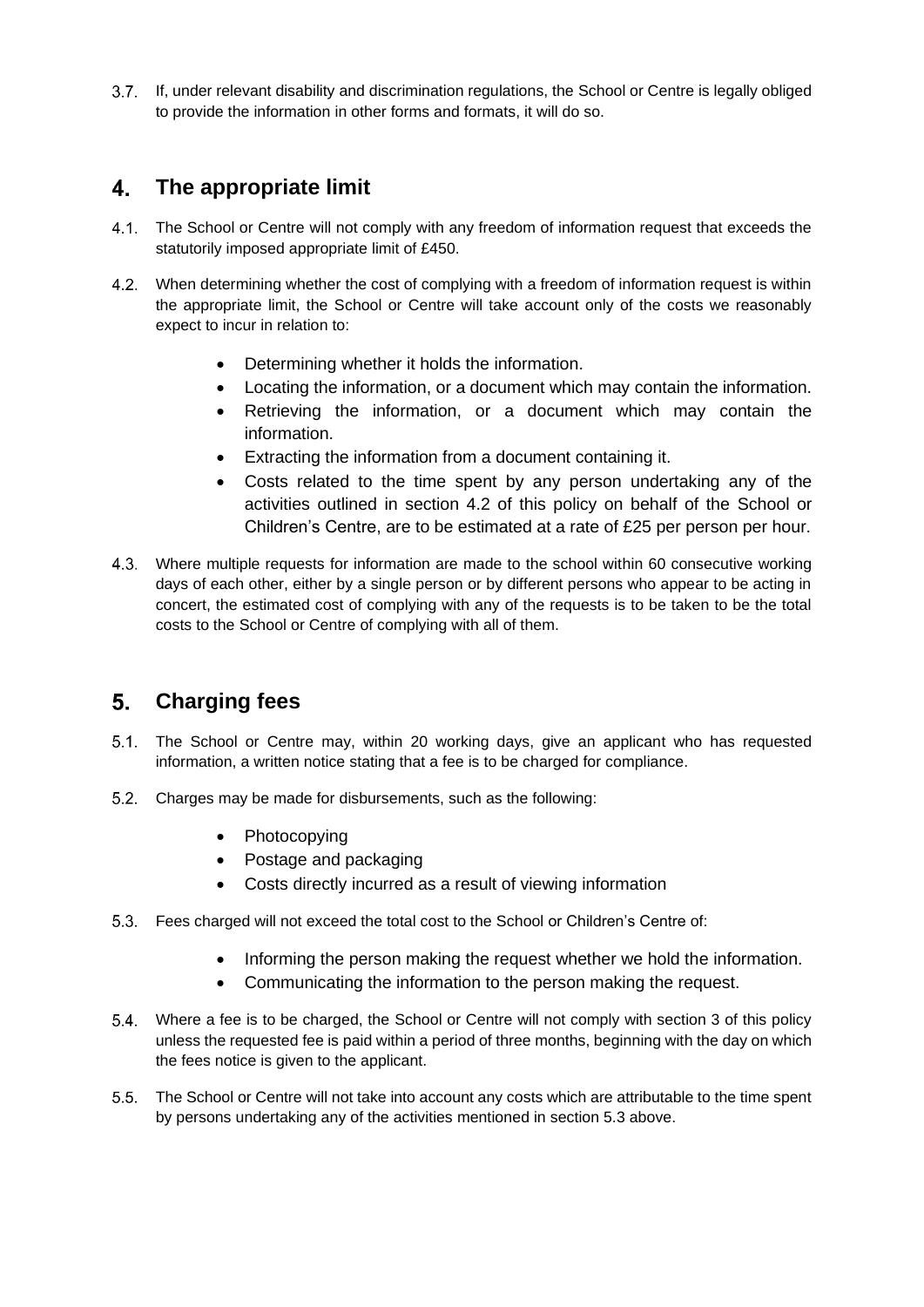3.7. If, under relevant disability and discrimination regulations, the School or Centre is legally obliged to provide the information in other forms and formats, it will do so.

## 4. The appropriate limit

4.1. The School or Centre will not comply with any freedom of information request that exceeds the statutorily imposed appropriate limit of £450.

4.2. When determining whether the cost of complying with a freedom of information request is within the appropriate limit, the School or Centre will take account only of the costs we reasonably expect to incur in relation to:

- Determining whether it holds the information.
- Locating the information, or a document which may contain the information.
- Retrieving the information, or a document which may contain the information.
- Extracting the information from a document containing it.
- Costs related to the time spent by any person undertaking any of the activities outlined in section 4.2 of this policy on behalf of the School or Children's Centre, are to be estimated at a rate of £25 per person per hour.

4.3. Where multiple requests for information are made to the school within 60 consecutive working days of each other, either by a single person or by different persons who appear to be acting in concert, the estimated cost of complying with any of the requests is to be taken to be the total costs to the School or Centre of complying with all of them.

## 5. Charging fees

5.1. The School or Centre may, within 20 working days, give an applicant who has requested information, a written notice stating that a fee is to be charged for compliance.

5.2. Charges may be made for disbursements, such as the following:

- Photocopying
- Postage and packaging
- Costs directly incurred as a result of viewing information

5.3. Fees charged will not exceed the total cost to the School or Children's Centre of:

- Informing the person making the request whether we hold the information.
- Communicating the information to the person making the request.

5.4. Where a fee is to be charged, the School or Centre will not comply with section 3 of this policy unless the requested fee is paid within a period of three months, beginning with the day on which the fees notice is given to the applicant.

5.5. The School or Centre will not take into account any costs which are attributable to the time spent by persons undertaking any of the activities mentioned in section 5.3 above.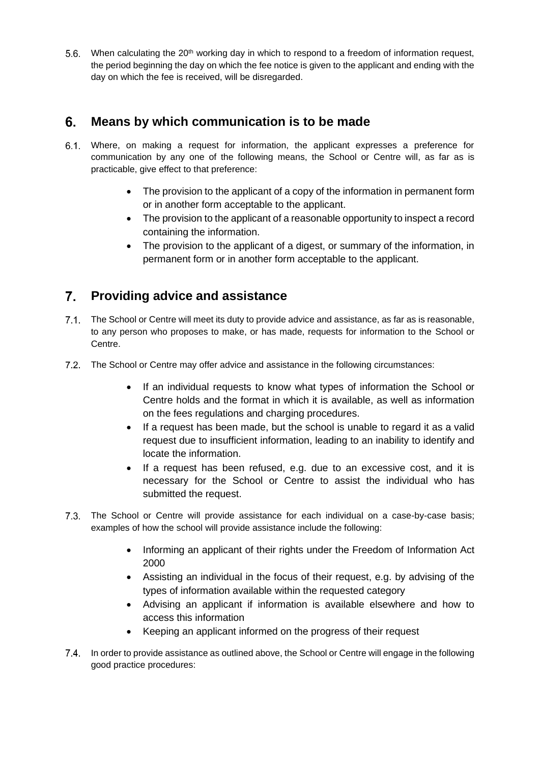5.6. When calculating the 20th working day in which to respond to a freedom of information request, the period beginning the day on which the fee notice is given to the applicant and ending with the day on which the fee is received, will be disregarded.

## 6. Means by which communication is to be made

6.1. Where, on making a request for information, the applicant expresses a preference for communication by any one of the following means, the School or Centre will, as far as is practicable, give effect to that preference:

- The provision to the applicant of a copy of the information in permanent form or in another form acceptable to the applicant.
- The provision to the applicant of a reasonable opportunity to inspect a record containing the information.
- The provision to the applicant of a digest, or summary of the information, in permanent form or in another form acceptable to the applicant.

## 7. Providing advice and assistance

7.1. The School or Centre will meet its duty to provide advice and assistance, as far as is reasonable, to any person who proposes to make, or has made, requests for information to the School or Centre.

7.2. The School or Centre may offer advice and assistance in the following circumstances:

- If an individual requests to know what types of information the School or Centre holds and the format in which it is available, as well as information on the fees regulations and charging procedures.
- If a request has been made, but the school is unable to regard it as a valid request due to insufficient information, leading to an inability to identify and locate the information.
- If a request has been refused, e.g. due to an excessive cost, and it is necessary for the School or Centre to assist the individual who has submitted the request.

7.3. The School or Centre will provide assistance for each individual on a case-by-case basis; examples of how the school will provide assistance include the following:

- Informing an applicant of their rights under the Freedom of Information Act 2000
- Assisting an individual in the focus of their request, e.g. by advising of the types of information available within the requested category
- Advising an applicant if information is available elsewhere and how to access this information
- Keeping an applicant informed on the progress of their request

7.4. In order to provide assistance as outlined above, the School or Centre will engage in the following good practice procedures: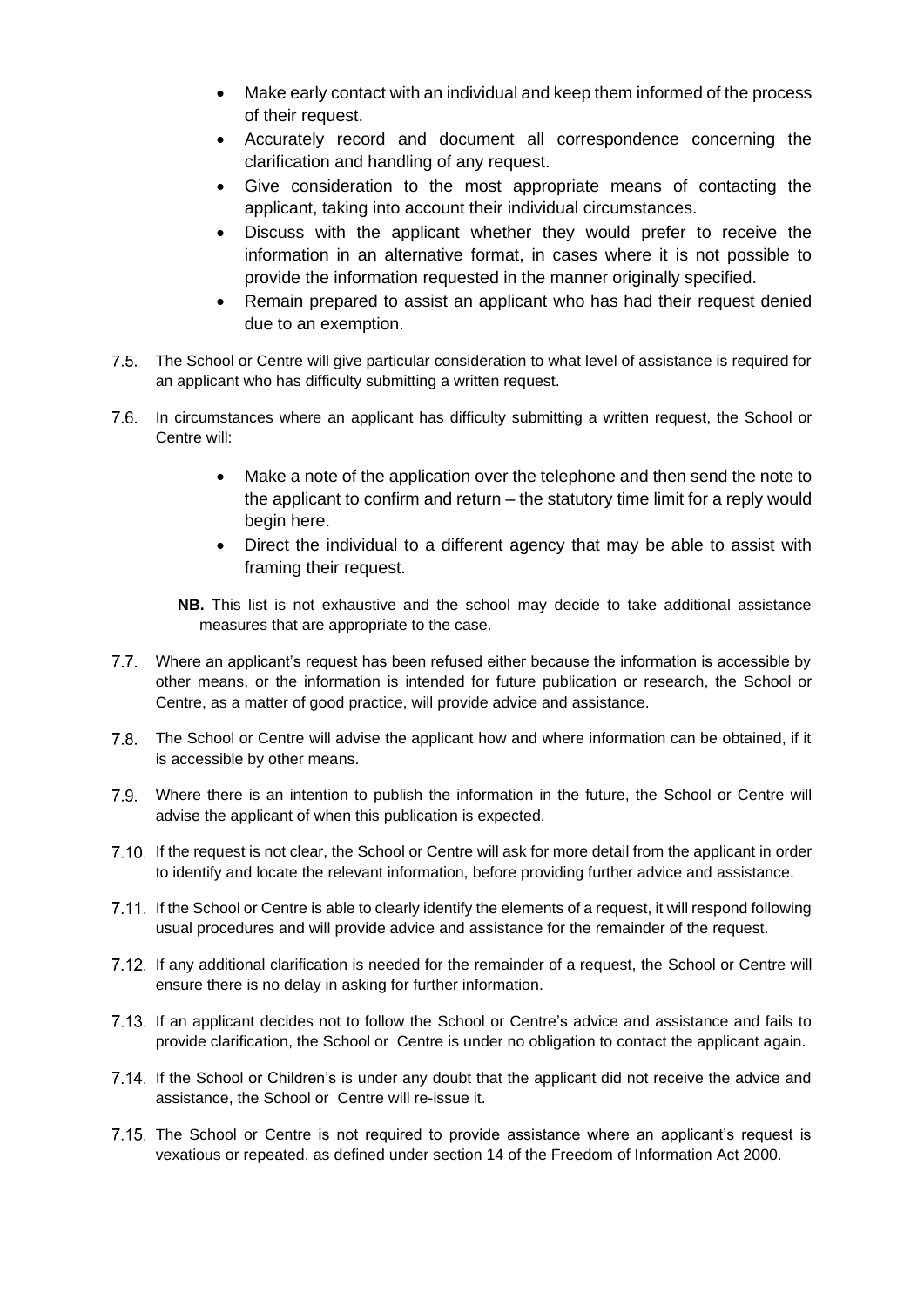- Make early contact with an individual and keep them informed of the process of their request.
- Accurately record and document all correspondence concerning the clarification and handling of any request.
- Give consideration to the most appropriate means of contacting the applicant, taking into account their individual circumstances.
- Discuss with the applicant whether they would prefer to receive the information in an alternative format, in cases where it is not possible to provide the information requested in the manner originally specified.
- Remain prepared to assist an applicant who has had their request denied due to an exemption.

7.5. The School or Centre will give particular consideration to what level of assistance is required for an applicant who has difficulty submitting a written request.

7.6. In circumstances where an applicant has difficulty submitting a written request, the School or Centre will:

- Make a note of the application over the telephone and then send the note to the applicant to confirm and return – the statutory time limit for a reply would begin here.
- Direct the individual to a different agency that may be able to assist with framing their request.

**NB.** This list is not exhaustive and the school may decide to take additional assistance measures that are appropriate to the case.

7.7. Where an applicant's request has been refused either because the information is accessible by other means, or the information is intended for future publication or research, the School or Centre, as a matter of good practice, will provide advice and assistance.

7.8. The School or Centre will advise the applicant how and where information can be obtained, if it is accessible by other means.

7.9. Where there is an intention to publish the information in the future, the School or Centre will advise the applicant of when this publication is expected.

7.10. If the request is not clear, the School or Centre will ask for more detail from the applicant in order to identify and locate the relevant information, before providing further advice and assistance.

7.11. If the School or Centre is able to clearly identify the elements of a request, it will respond following usual procedures and will provide advice and assistance for the remainder of the request.

7.12. If any additional clarification is needed for the remainder of a request, the School or Centre will ensure there is no delay in asking for further information.

7.13. If an applicant decides not to follow the School or Centre's advice and assistance and fails to provide clarification, the School or Centre is under no obligation to contact the applicant again.

7.14. If the School or Children's is under any doubt that the applicant did not receive the advice and assistance, the School or Centre will re-issue it.

7.15. The School or Centre is not required to provide assistance where an applicant's request is vexatious or repeated, as defined under section 14 of the Freedom of Information Act 2000.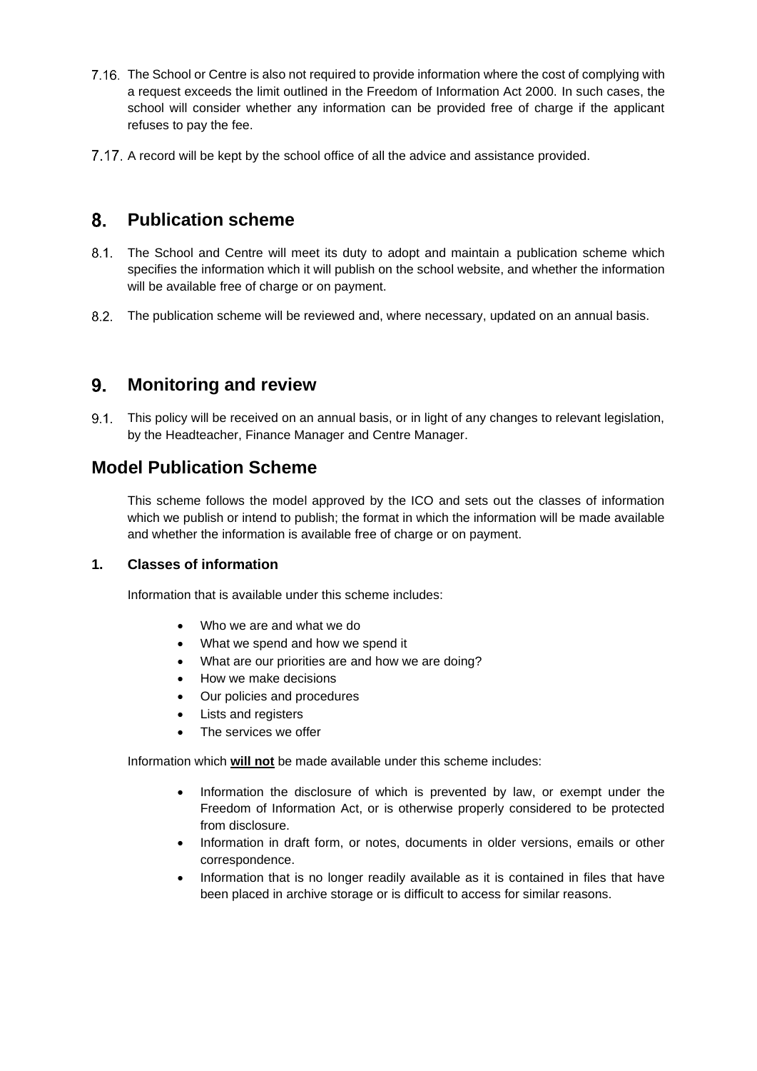7.16. The School or Centre is also not required to provide information where the cost of complying with a request exceeds the limit outlined in the Freedom of Information Act 2000. In such cases, the school will consider whether any information can be provided free of charge if the applicant refuses to pay the fee.

7.17. A record will be kept by the school office of all the advice and assistance provided.

## 8. Publication scheme

8.1. The School and Centre will meet its duty to adopt and maintain a publication scheme which specifies the information which it will publish on the school website, and whether the information will be available free of charge or on payment.

8.2. The publication scheme will be reviewed and, where necessary, updated on an annual basis.

## 9. Monitoring and review

9.1. This policy will be received on an annual basis, or in light of any changes to relevant legislation, by the Headteacher, Finance Manager and Centre Manager.

## Model Publication Scheme

This scheme follows the model approved by the ICO and sets out the classes of information which we publish or intend to publish; the format in which the information will be made available and whether the information is available free of charge or on payment.

### 1. Classes of information

Information that is available under this scheme includes:

- Who we are and what we do
- What we spend and how we spend it
- What are our priorities are and how we are doing?
- How we make decisions
- Our policies and procedures
- Lists and registers
- The services we offer

Information which **will not** be made available under this scheme includes:

- Information the disclosure of which is prevented by law, or exempt under the Freedom of Information Act, or is otherwise properly considered to be protected from disclosure.
- Information in draft form, or notes, documents in older versions, emails or other correspondence.
- Information that is no longer readily available as it is contained in files that have been placed in archive storage or is difficult to access for similar reasons.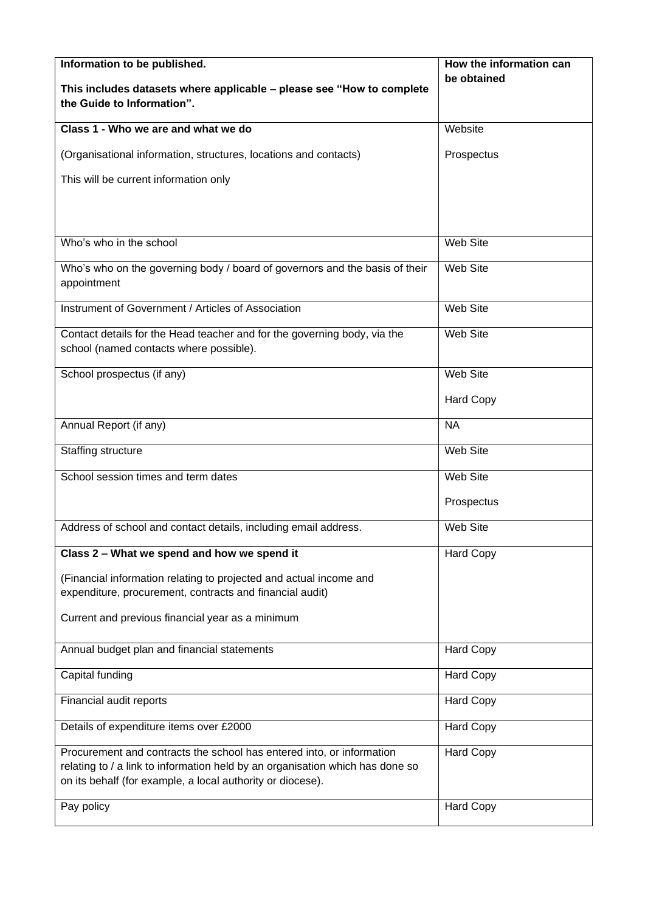| **Information to be published.**<br><br>**This includes datasets where applicable – please see "How to complete the Guide to Information".** | **How the information can be obtained** |
|---|---|
| **Class 1 - Who we are and what we do**<br><br>(Organisational information, structures, locations and contacts)<br><br>This will be current information only | Website<br><br>Prospectus |
| Who's who in the school | Web Site |
| Who's who on the governing body / board of governors and the basis of their appointment | Web Site |
| Instrument of Government / Articles of Association | Web Site |
| Contact details for the Head teacher and for the governing body, via the school (named contacts where possible). | Web Site |
| School prospectus (if any) | Web Site<br><br>Hard Copy |
| Annual Report (if any) | NA |
| Staffing structure | Web Site |
| School session times and term dates | Web Site<br><br>Prospectus |
| Address of school and contact details, including email address. | Web Site |
| **Class 2 – What we spend and how we spend it**<br><br>(Financial information relating to projected and actual income and expenditure, procurement, contracts and financial audit)<br><br>Current and previous financial year as a minimum | Hard Copy |
| Annual budget plan and financial statements | Hard Copy |
| Capital funding | Hard Copy |
| Financial audit reports | Hard Copy |
| Details of expenditure items over £2000 | Hard Copy |
| Procurement and contracts the school has entered into, or information relating to / a link to information held by an organisation which has done so on its behalf (for example, a local authority or diocese). | Hard Copy |
| Pay policy | Hard Copy |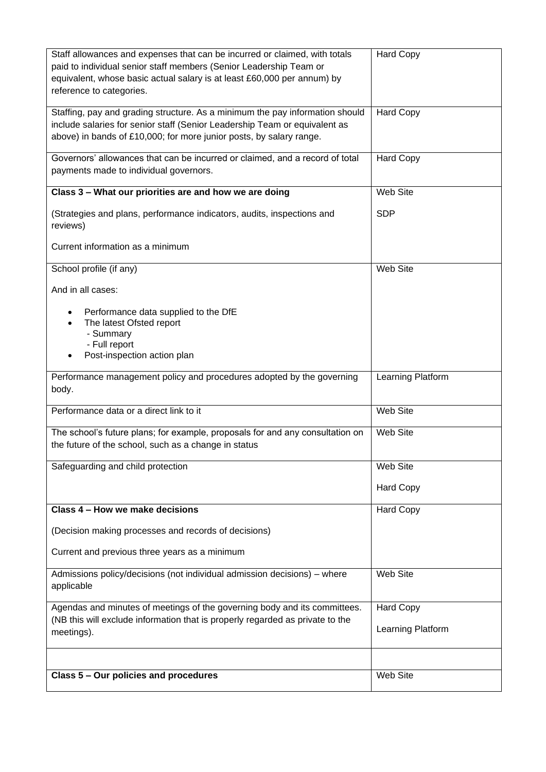| | |
|---|---|
| Staff allowances and expenses that can be incurred or claimed, with totals paid to individual senior staff members (Senior Leadership Team or equivalent, whose basic actual salary is at least £60,000 per annum) by reference to categories. | Hard Copy |
| Staffing, pay and grading structure. As a minimum the pay information should include salaries for senior staff (Senior Leadership Team or equivalent as above) in bands of £10,000; for more junior posts, by salary range. | Hard Copy |
| Governors' allowances that can be incurred or claimed, and a record of total payments made to individual governors. | Hard Copy |
| **Class 3 – What our priorities are and how we are doing**<br><br>(Strategies and plans, performance indicators, audits, inspections and reviews)<br><br>Current information as a minimum | Web Site<br><br>SDP |
| School profile (if any)<br><br>And in all cases:<br><br>• Performance data supplied to the DfE<br>• The latest Ofsted report<br>- Summary<br>- Full report<br>• Post-inspection action plan | Web Site |
| Performance management policy and procedures adopted by the governing body. | Learning Platform |
| Performance data or a direct link to it | Web Site |
| The school's future plans; for example, proposals for and any consultation on the future of the school, such as a change in status | Web Site |
| Safeguarding and child protection | Web Site<br><br>Hard Copy |
| **Class 4 – How we make decisions**<br><br>(Decision making processes and records of decisions)<br><br>Current and previous three years as a minimum | Hard Copy |
| Admissions policy/decisions (not individual admission decisions) – where applicable | Web Site |
| Agendas and minutes of meetings of the governing body and its committees. (NB this will exclude information that is properly regarded as private to the meetings). | Hard Copy<br><br>Learning Platform |
| | |
| **Class 5 – Our policies and procedures** | Web Site |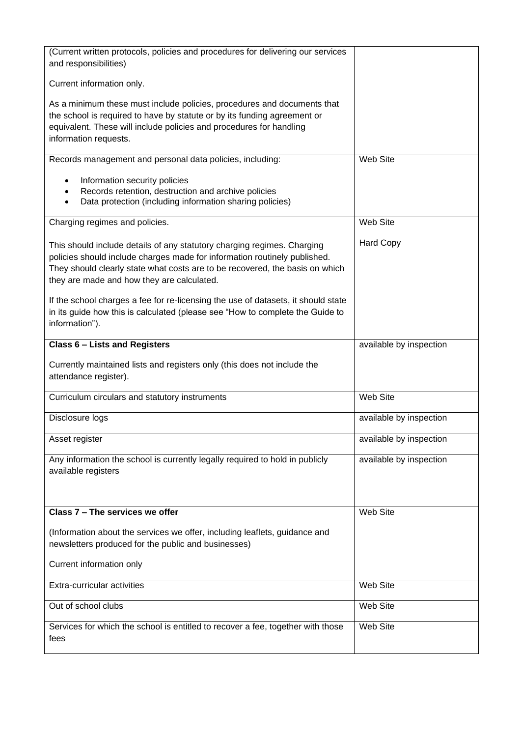| | |
|---|---|
| (Current written protocols, policies and procedures for delivering our services and responsibilities)<br><br>Current information only.<br><br>As a minimum these must include policies, procedures and documents that the school is required to have by statute or by its funding agreement or equivalent. These will include policies and procedures for handling information requests. | |
| Records management and personal data policies, including:<br><br>• Information security policies<br>• Records retention, destruction and archive policies<br>• Data protection (including information sharing policies) | Web Site |
| Charging regimes and policies.<br><br>This should include details of any statutory charging regimes. Charging policies should include charges made for information routinely published. They should clearly state what costs are to be recovered, the basis on which they are made and how they are calculated.<br><br>If the school charges a fee for re-licensing the use of datasets, it should state in its guide how this is calculated (please see "How to complete the Guide to information"). | Web Site<br><br>Hard Copy |
| **Class 6 – Lists and Registers**<br><br>Currently maintained lists and registers only (this does not include the attendance register). | available by inspection |
| Curriculum circulars and statutory instruments | Web Site |
| Disclosure logs | available by inspection |
| Asset register | available by inspection |
| Any information the school is currently legally required to hold in publicly available registers | available by inspection |
| **Class 7 – The services we offer**<br><br>(Information about the services we offer, including leaflets, guidance and newsletters produced for the public and businesses)<br><br>Current information only | Web Site |
| Extra-curricular activities | Web Site |
| Out of school clubs | Web Site |
| Services for which the school is entitled to recover a fee, together with those fees | Web Site |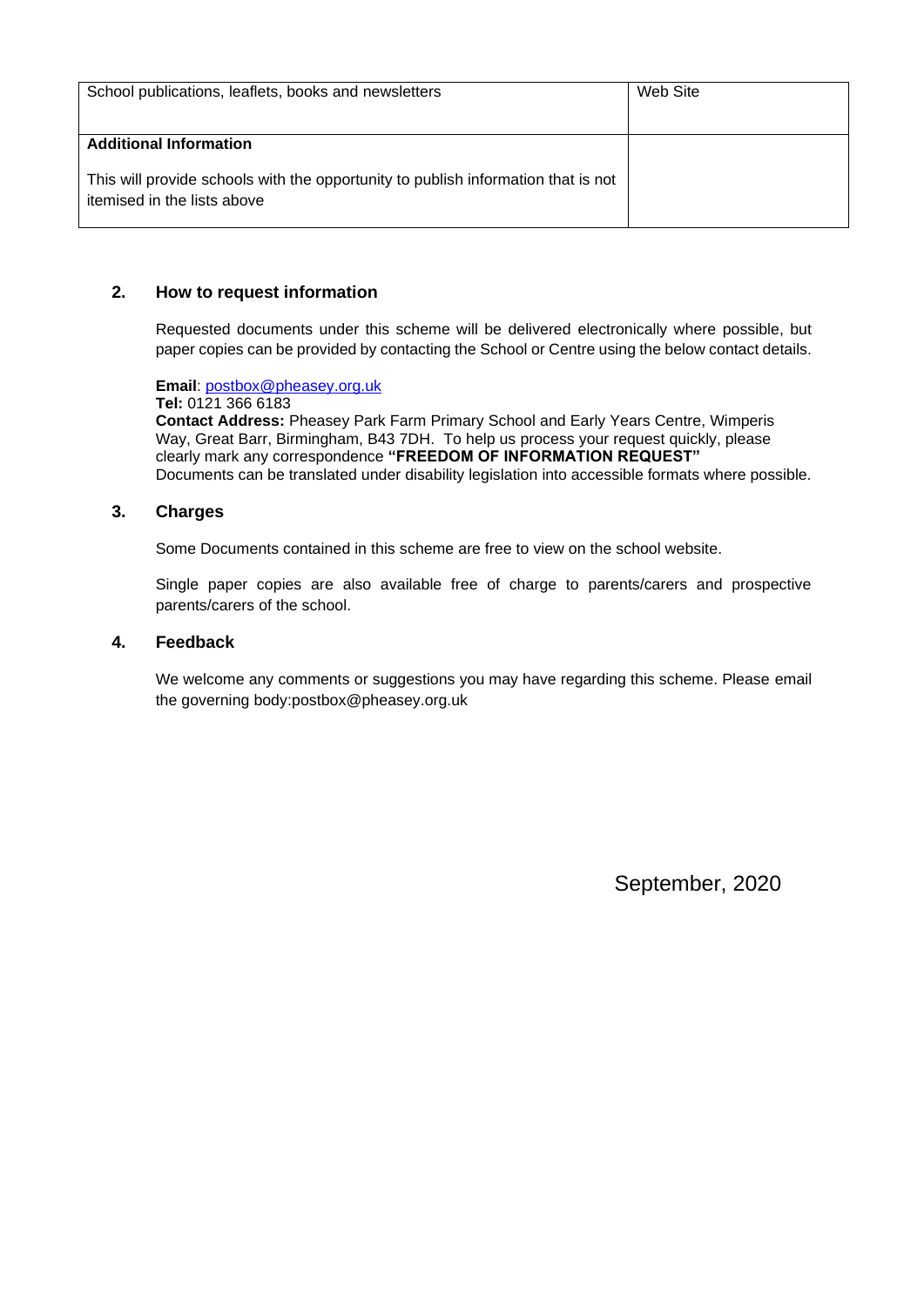| | |
|---|---|
| School publications, leaflets, books and newsletters | Web Site |
| **Additional Information**<br><br>This will provide schools with the opportunity to publish information that is not itemised in the lists above | |

## 2. How to request information

Requested documents under this scheme will be delivered electronically where possible, but paper copies can be provided by contacting the School or Centre using the below contact details.

**Email**: postbox@pheasey.org.uk
**Tel:** 0121 366 6183
**Contact Address:** Pheasey Park Farm Primary School and Early Years Centre, Wimperis Way, Great Barr, Birmingham, B43 7DH. To help us process your request quickly, please clearly mark any correspondence **"FREEDOM OF INFORMATION REQUEST"**
Documents can be translated under disability legislation into accessible formats where possible.

## 3. Charges

Some Documents contained in this scheme are free to view on the school website.

Single paper copies are also available free of charge to parents/carers and prospective parents/carers of the school.

## 4. Feedback

We welcome any comments or suggestions you may have regarding this scheme. Please email the governing body:postbox@pheasey.org.uk

September, 2020